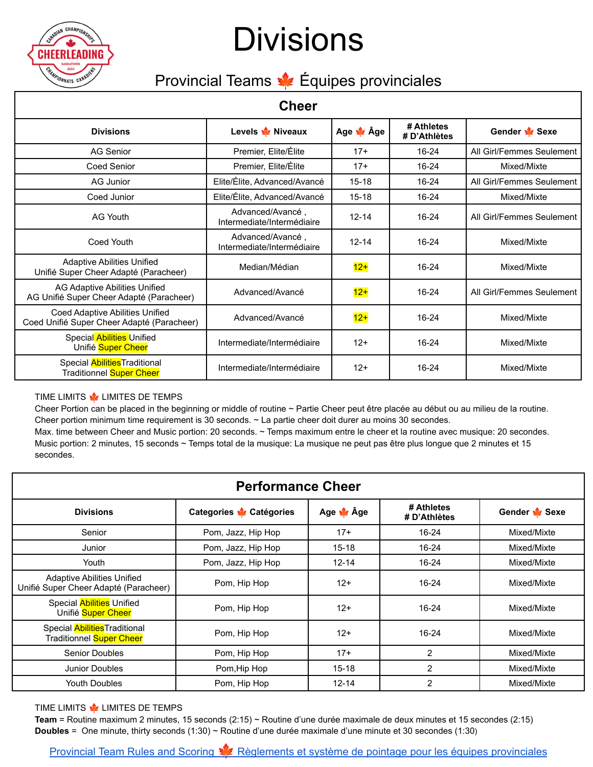# Divisions

## Provincial Teams 🍁 Équipes provinciales

| Cheer | | | | |
|---|---|---|---|---|
| **Divisions** | **Levels 🍁 Niveaux** | **Age 🍁 Âge** | **# Athletes # D'Athlètes** | **Gender 🍁 Sexe** |
| AG Senior | Premier, Elite/Élite | 17+ | 16-24 | All Girl/Femmes Seulement |
| Coed Senior | Premier, Elite/Élite | 17+ | 16-24 | Mixed/Mixte |
| AG Junior | Elite/Élite, Advanced/Avancé | 15-18 | 16-24 | All Girl/Femmes Seulement |
| Coed Junior | Elite/Élite, Advanced/Avancé | 15-18 | 16-24 | Mixed/Mixte |
| AG Youth | Advanced/Avancé , Intermediate/Intermédiaire | 12-14 | 16-24 | All Girl/Femmes Seulement |
| Coed Youth | Advanced/Avancé , Intermediate/Intermédiaire | 12-14 | 16-24 | Mixed/Mixte |
| Adaptive Abilities Unified Unifié Super Cheer Adapté (Paracheer) | Median/Médian | 12+ | 16-24 | Mixed/Mixte |
| AG Adaptive Abilities Unified AG Unifié Super Cheer Adapté (Paracheer) | Advanced/Avancé | 12+ | 16-24 | All Girl/Femmes Seulement |
| Coed Adaptive Abilities Unified Coed Unifié Super Cheer Adapté (Paracheer) | Advanced/Avancé | 12+ | 16-24 | Mixed/Mixte |
| Special Abilities Unified Unifié Super Cheer | Intermediate/Intermédiaire | 12+ | 16-24 | Mixed/Mixte |
| Special AbilitiesTraditional Traditionnel Super Cheer | Intermediate/Intermédiaire | 12+ | 16-24 | Mixed/Mixte |

TIME LIMITS 🍁 LIMITES DE TEMPS
Cheer Portion can be placed in the beginning or middle of routine ~ Partie Cheer peut être placée au début ou au milieu de la routine.
Cheer portion minimum time requirement is 30 seconds. ~ La partie cheer doit durer au moins 30 secondes.
Max. time between Cheer and Music portion: 20 seconds. ~ Temps maximum entre le cheer et la routine avec musique: 20 secondes.
Music portion: 2 minutes, 15 seconds ~ Temps total de la musique: La musique ne peut pas être plus longue que 2 minutes et 15 secondes.

| Performance Cheer | | | | |
|---|---|---|---|---|
| **Divisions** | **Categories 🍁 Catégories** | **Age 🍁 Âge** | **# Athletes # D'Athlètes** | **Gender 🍁 Sexe** |
| Senior | Pom, Jazz, Hip Hop | 17+ | 16-24 | Mixed/Mixte |
| Junior | Pom, Jazz, Hip Hop | 15-18 | 16-24 | Mixed/Mixte |
| Youth | Pom, Jazz, Hip Hop | 12-14 | 16-24 | Mixed/Mixte |
| Adaptive Abilities Unified Unifié Super Cheer Adapté (Paracheer) | Pom, Hip Hop | 12+ | 16-24 | Mixed/Mixte |
| Special Abilities Unified Unifié Super Cheer | Pom, Hip Hop | 12+ | 16-24 | Mixed/Mixte |
| Special AbilitiesTraditional Traditionnel Super Cheer | Pom, Hip Hop | 12+ | 16-24 | Mixed/Mixte |
| Senior Doubles | Pom, Hip Hop | 17+ | 2 | Mixed/Mixte |
| Junior Doubles | Pom,Hip Hop | 15-18 | 2 | Mixed/Mixte |
| Youth Doubles | Pom, Hip Hop | 12-14 | 2 | Mixed/Mixte |

TIME LIMITS 🍁 LIMITES DE TEMPS
**Team** = Routine maximum 2 minutes, 15 seconds (2:15) ~ Routine d'une durée maximale de deux minutes et 15 secondes (2:15)
**Doubles** = One minute, thirty seconds (1:30) ~ Routine d'une durée maximale d'une minute et 30 secondes (1:30)

Provincial Team Rules and Scoring 🍁 Règlements et système de pointage pour les équipes provinciales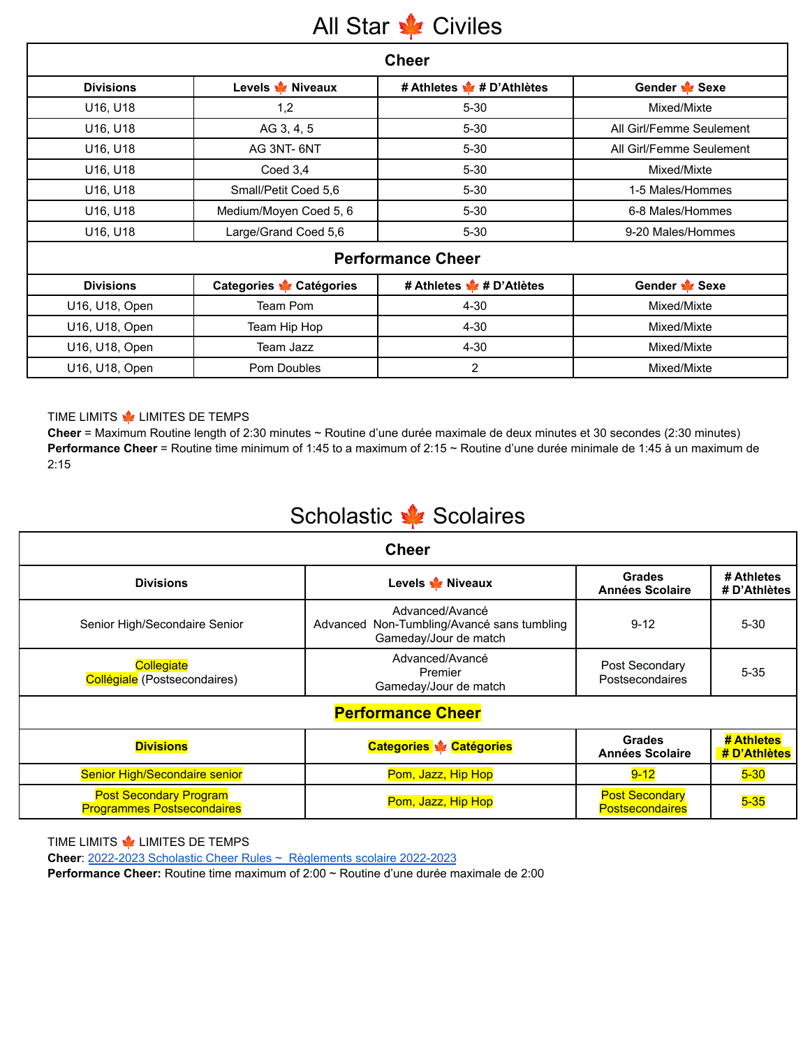# All Star 🍁 Civiles

| Cheer | | | |
|---|---|---|---|
| **Divisions** | **Levels 🍁 Niveaux** | **# Athletes 🍁 # D'Athlètes** | **Gender 🍁 Sexe** |
| U16, U18 | 1,2 | 5-30 | Mixed/Mixte |
| U16, U18 | AG 3, 4, 5 | 5-30 | All Girl/Femme Seulement |
| U16, U18 | AG 3NT- 6NT | 5-30 | All Girl/Femme Seulement |
| U16, U18 | Coed 3,4 | 5-30 | Mixed/Mixte |
| U16, U18 | Small/Petit Coed 5,6 | 5-30 | 1-5 Males/Hommes |
| U16, U18 | Medium/Moyen Coed 5, 6 | 5-30 | 6-8 Males/Hommes |
| U16, U18 | Large/Grand Coed 5,6 | 5-30 | 9-20 Males/Hommes |
| **Performance Cheer** | | | |
| **Divisions** | **Categories 🍁 Catégories** | **# Athletes 🍁 # D'Atlètes** | **Gender 🍁 Sexe** |
| U16, U18, Open | Team Pom | 4-30 | Mixed/Mixte |
| U16, U18, Open | Team Hip Hop | 4-30 | Mixed/Mixte |
| U16, U18, Open | Team Jazz | 4-30 | Mixed/Mixte |
| U16, U18, Open | Pom Doubles | 2 | Mixed/Mixte |

TIME LIMITS 🍁 LIMITES DE TEMPS
**Cheer** = Maximum Routine length of 2:30 minutes ~ Routine d'une durée maximale de deux minutes et 30 secondes (2:30 minutes)
**Performance Cheer** = Routine time minimum of 1:45 to a maximum of 2:15 ~ Routine d'une durée minimale de 1:45 à un maximum de 2:15

# Scholastic 🍁 Scolaires

| Cheer | | | |
|---|---|---|---|
| **Divisions** | **Levels 🍁 Niveaux** | **Grades Années Scolaire** | **# Athletes # D'Athlètes** |
| Senior High/Secondaire Senior | Advanced/Avancé<br>Advanced Non-Tumbling/Avancé sans tumbling<br>Gameday/Jour de match | 9-12 | 5-30 |
| Collegiate<br>Collégiale (Postsecondaires) | Advanced/Avancé<br>Premier<br>Gameday/Jour de match | Post Secondary<br>Postsecondaires | 5-35 |
| **Performance Cheer** | | | |
| **Divisions** | **Categories 🍁 Catégories** | **Grades Années Scolaire** | **# Athletes # D'Athlètes** |
| Senior High/Secondaire senior | Pom, Jazz, Hip Hop | 9-12 | 5-30 |
| Post Secondary Program<br>Programmes Postsecondaires | Pom, Jazz, Hip Hop | Post Secondary<br>Postsecondaires | 5-35 |

TIME LIMITS 🍁 LIMITES DE TEMPS
**Cheer**: 2022-2023 Scholastic Cheer Rules ~ Règlements scolaire 2022-2023
**Performance Cheer:** Routine time maximum of 2:00 ~ Routine d'une durée maximale de 2:00